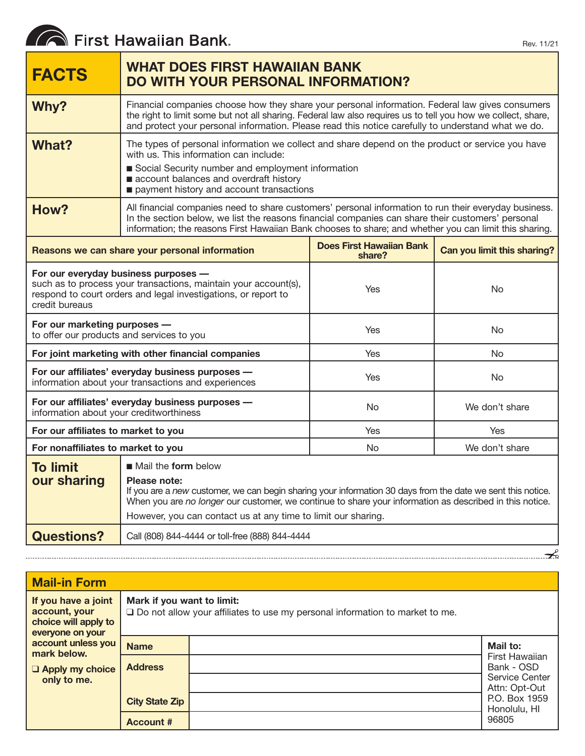First Hawaiian Bank.

Rev. 11/21

| FACTS | WHAT DOES FIRST HAWAIIAN BANK DO WITH YOUR PERSONAL INFORMATION? |
|---|---|
| **Why?** | Financial companies choose how they share your personal information. Federal law gives consumers the right to limit some but not all sharing. Federal law also requires us to tell you how we collect, share, and protect your personal information. Please read this notice carefully to understand what we do. |
| **What?** | The types of personal information we collect and share depend on the product or service you have with us. This information can include:<br>■ Social Security number and employment information<br>■ account balances and overdraft history<br>■ payment history and account transactions |
| **How?** | All financial companies need to share customers' personal information to run their everyday business. In the section below, we list the reasons financial companies can share their customers' personal information; the reasons First Hawaiian Bank chooses to share; and whether you can limit this sharing. |

| Reasons we can share your personal information | Does First Hawaiian Bank share? | Can you limit this sharing? |
|---|---|---|
| **For our everyday business purposes —** such as to process your transactions, maintain your account(s), respond to court orders and legal investigations, or report to credit bureaus | Yes | No |
| **For our marketing purposes —** to offer our products and services to you | Yes | No |
| **For joint marketing with other financial companies** | Yes | No |
| **For our affiliates' everyday business purposes —** information about your transactions and experiences | Yes | No |
| **For our affiliates' everyday business purposes —** information about your creditworthiness | No | We don't share |
| **For our affiliates to market to you** | Yes | Yes |
| **For nonaffiliates to market to you** | No | We don't share |

| | |
|---|---|
| **To limit our sharing** | ■ Mail the **form** below<br>**Please note:**<br>If you are a *new* customer, we can begin sharing your information 30 days from the date we sent this notice. When you are *no longer* our customer, we continue to share your information as described in this notice.<br>However, you can contact us at any time to limit our sharing. |
| **Questions?** | Call (808) 844-4444 or toll-free (888) 844-4444 |

---

## Mail-in Form

| If you have a joint account, your choice will apply to everyone on your account unless you mark below.<br>❑ Apply my choice only to me. | **Mark if you want to limit:**<br>❑ Do not allow your affiliates to use my personal information to market to me. | | |
|---|---|---|---|
| | **Name** | | **Mail to:**<br>First Hawaiian Bank - OSD Service Center<br>Attn: Opt-Out<br>P.O. Box 1959<br>Honolulu, HI 96805 |
| | **Address** | | |
| | **City State Zip** | | |
| | **Account #** | | |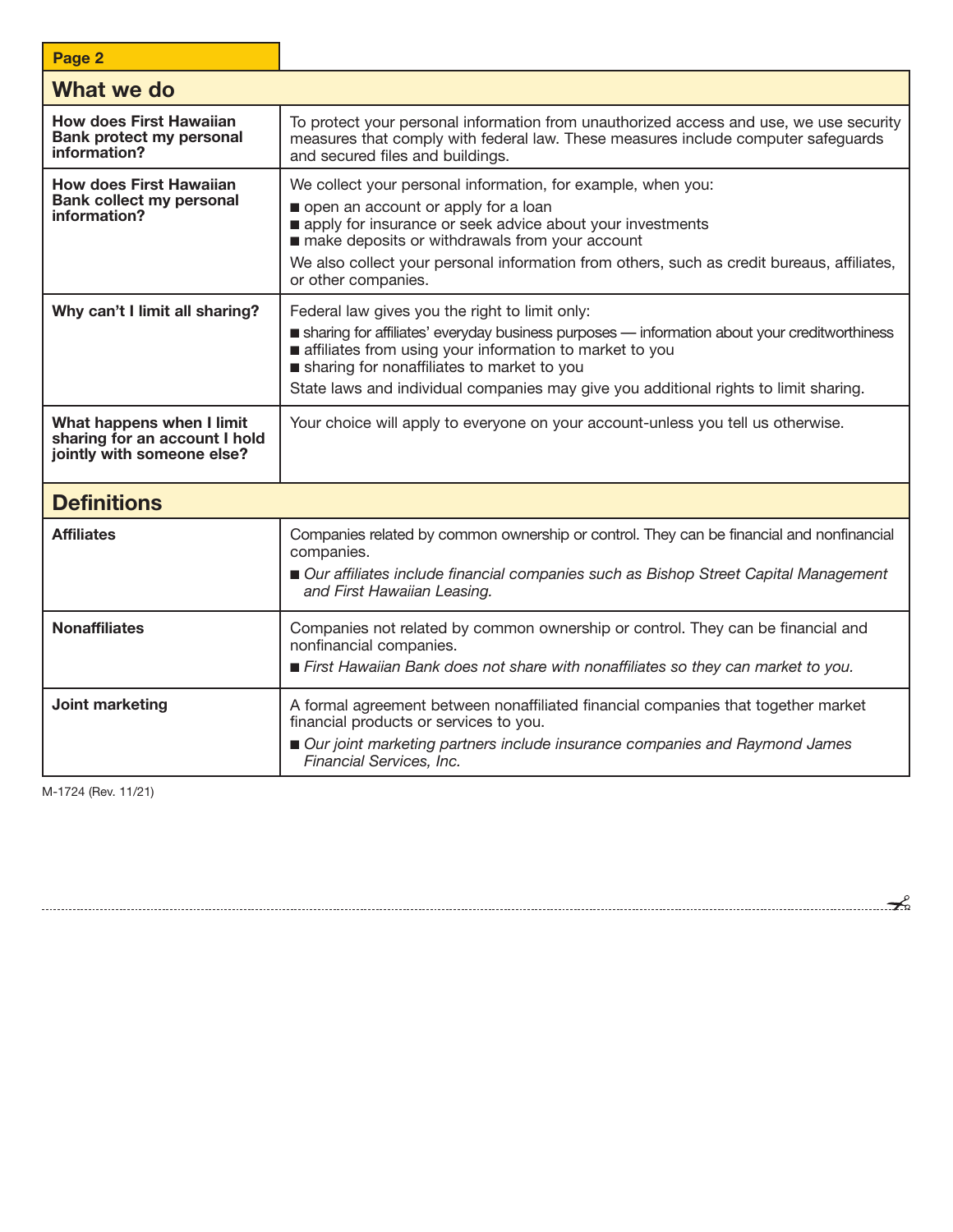## What we do

| | |
|---|---|
| **How does First Hawaiian Bank protect my personal information?** | To protect your personal information from unauthorized access and use, we use security measures that comply with federal law. These measures include computer safeguards and secured files and buildings. |
| **How does First Hawaiian Bank collect my personal information?** | We collect your personal information, for example, when you:<br>■ open an account or apply for a loan<br>■ apply for insurance or seek advice about your investments<br>■ make deposits or withdrawals from your account<br>We also collect your personal information from others, such as credit bureaus, affiliates, or other companies. |
| **Why can't I limit all sharing?** | Federal law gives you the right to limit only:<br>■ sharing for affiliates' everyday business purposes — information about your creditworthiness<br>■ affiliates from using your information to market to you<br>■ sharing for nonaffiliates to market to you<br>State laws and individual companies may give you additional rights to limit sharing. |
| **What happens when I limit sharing for an account I hold jointly with someone else?** | Your choice will apply to everyone on your account-unless you tell us otherwise. |

## Definitions

| | |
|---|---|
| **Affiliates** | Companies related by common ownership or control. They can be financial and nonfinancial companies.<br>■ *Our affiliates include financial companies such as Bishop Street Capital Management and First Hawaiian Leasing.* |
| **Nonaffiliates** | Companies not related by common ownership or control. They can be financial and nonfinancial companies.<br>■ *First Hawaiian Bank does not share with nonaffiliates so they can market to you.* |
| **Joint marketing** | A formal agreement between nonaffiliated financial companies that together market financial products or services to you.<br>■ *Our joint marketing partners include insurance companies and Raymond James Financial Services, Inc.* |

M-1724 (Rev. 11/21)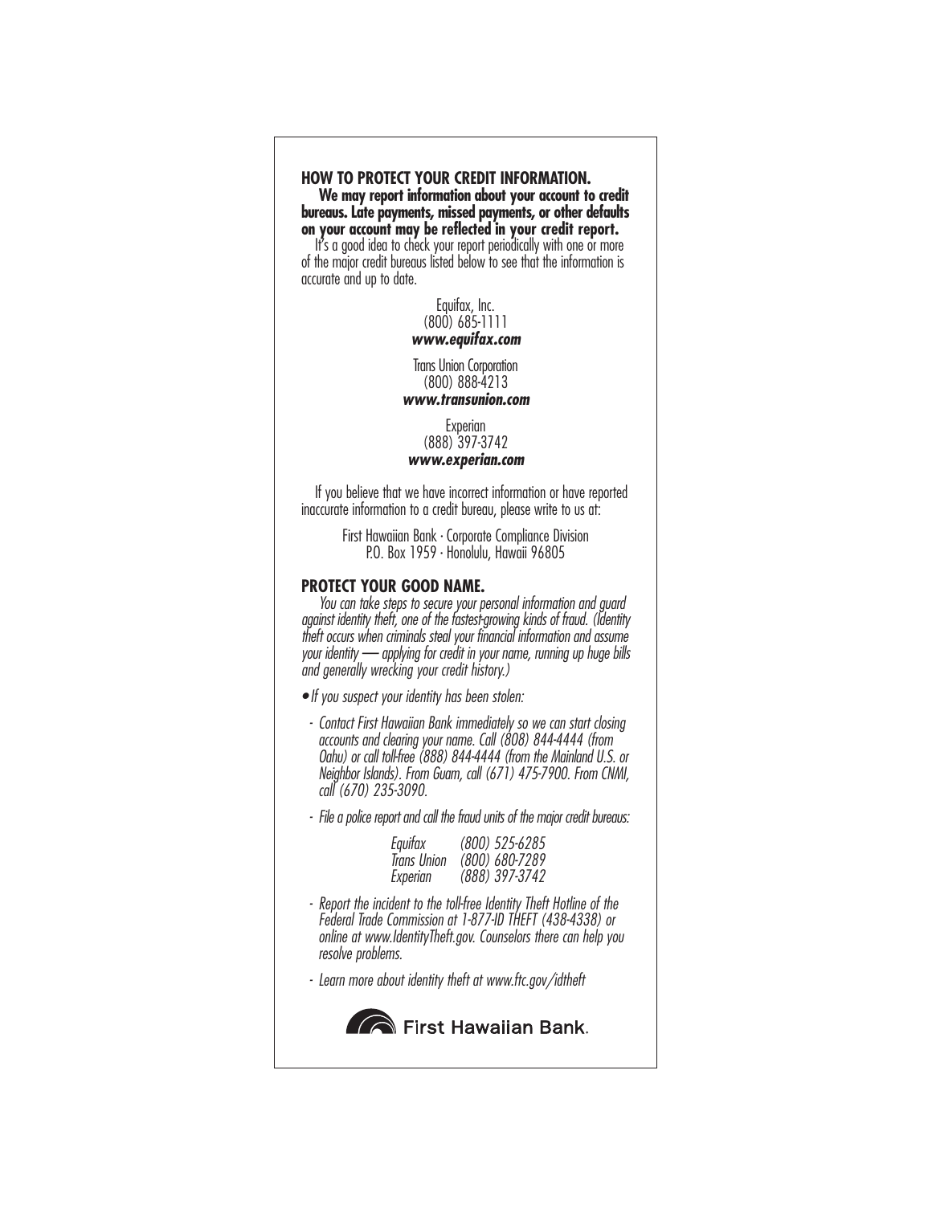## HOW TO PROTECT YOUR CREDIT INFORMATION.

**We may report information about your account to credit bureaus. Late payments, missed payments, or other defaults on your account may be reflected in your credit report.**

It's a good idea to check your report periodically with one or more of the major credit bureaus listed below to see that the information is accurate and up to date.

Equifax, Inc.
(800) 685-1111
***www.equifax.com***

Trans Union Corporation
(800) 888-4213
***www.transunion.com***

Experian
(888) 397-3742
***www.experian.com***

If you believe that we have incorrect information or have reported inaccurate information to a credit bureau, please write to us at:

First Hawaiian Bank · Corporate Compliance Division
P.O. Box 1959 · Honolulu, Hawaii 96805

## PROTECT YOUR GOOD NAME.

*You can take steps to secure your personal information and guard against identity theft, one of the fastest-growing kinds of fraud. (Identity theft occurs when criminals steal your financial information and assume your identity — applying for credit in your name, running up huge bills and generally wrecking your credit history.)*

- *If you suspect your identity has been stolen:*
  - *Contact First Hawaiian Bank immediately so we can start closing accounts and clearing your name. Call (808) 844-4444 (from Oahu) or call toll-free (888) 844-4444 (from the Mainland U.S. or Neighbor Islands). From Guam, call (671) 475-7900. From CNMI, call (670) 235-3090.*
  - *File a police report and call the fraud units of the major credit bureaus:*

| | |
|---|---|
| *Equifax* | *(800) 525-6285* |
| *Trans Union* | *(800) 680-7289* |
| *Experian* | *(888) 397-3742* |

  - *Report the incident to the toll-free Identity Theft Hotline of the Federal Trade Commission at 1-877-ID THEFT (438-4338) or online at www.IdentityTheft.gov. Counselors there can help you resolve problems.*
  - *Learn more about identity theft at www.ftc.gov/idtheft*

First Hawaiian Bank.